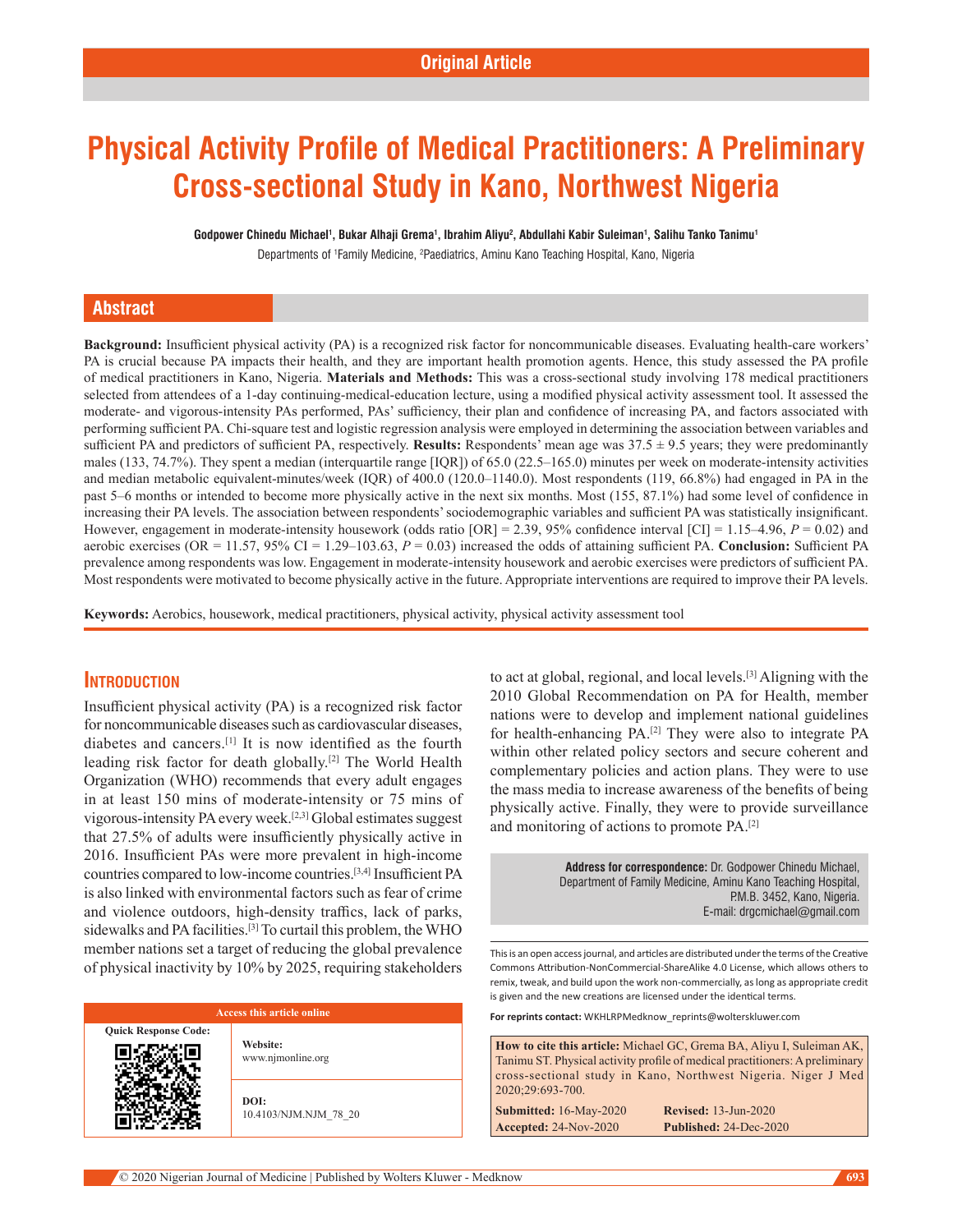Original Article

# Physical Activity Profile of Medical Practitioners: A Preliminary Cross-sectional Study in Kano, Northwest Nigeria

**Godpower Chinedu Michael[1], Bukar Alhaji Grema[1], Ibrahim Aliyu[2], Abdullahi Kabir Suleiman[1], Salihu Tanko Tanimu[1]**

Departments of [1]Family Medicine, [2]Paediatrics, Aminu Kano Teaching Hospital, Kano, Nigeria

## Abstract

**Background:** Insufficient physical activity (PA) is a recognized risk factor for noncommunicable diseases. Evaluating health-care workers' PA is crucial because PA impacts their health, and they are important health promotion agents. Hence, this study assessed the PA profile of medical practitioners in Kano, Nigeria. **Materials and Methods:** This was a cross-sectional study involving 178 medical practitioners selected from attendees of a 1-day continuing-medical-education lecture, using a modified physical activity assessment tool. It assessed the moderate- and vigorous-intensity PAs performed, PAs' sufficiency, their plan and confidence of increasing PA, and factors associated with performing sufficient PA. Chi-square test and logistic regression analysis were employed in determining the association between variables and sufficient PA and predictors of sufficient PA, respectively. **Results:** Respondents' mean age was 37.5 ± 9.5 years; they were predominantly males (133, 74.7%). They spent a median (interquartile range [IQR]) of 65.0 (22.5–165.0) minutes per week on moderate-intensity activities and median metabolic equivalent-minutes/week (IQR) of 400.0 (120.0–1140.0). Most respondents (119, 66.8%) had engaged in PA in the past 5–6 months or intended to become more physically active in the next six months. Most (155, 87.1%) had some level of confidence in increasing their PA levels. The association between respondents' sociodemographic variables and sufficient PA was statistically insignificant. However, engagement in moderate-intensity housework (odds ratio [OR] = 2.39, 95% confidence interval [CI] = 1.15–4.96, *P* = 0.02) and aerobic exercises (OR = 11.57, 95% CI = 1.29–103.63, *P* = 0.03) increased the odds of attaining sufficient PA. **Conclusion:** Sufficient PA prevalence among respondents was low. Engagement in moderate-intensity housework and aerobic exercises were predictors of sufficient PA. Most respondents were motivated to become physically active in the future. Appropriate interventions are required to improve their PA levels.

**Keywords:** Aerobics, housework, medical practitioners, physical activity, physical activity assessment tool

## Introduction

Insufficient physical activity (PA) is a recognized risk factor for noncommunicable diseases such as cardiovascular diseases, diabetes and cancers.[1] It is now identified as the fourth leading risk factor for death globally.[2] The World Health Organization (WHO) recommends that every adult engages in at least 150 mins of moderate-intensity or 75 mins of vigorous-intensity PA every week.[2,3] Global estimates suggest that 27.5% of adults were insufficiently physically active in 2016. Insufficient PAs were more prevalent in high-income countries compared to low-income countries.[3,4] Insufficient PA is also linked with environmental factors such as fear of crime and violence outdoors, high-density traffics, lack of parks, sidewalks and PA facilities.[3] To curtail this problem, the WHO member nations set a target of reducing the global prevalence of physical inactivity by 10% by 2025, requiring stakeholders to act at global, regional, and local levels.[3] Aligning with the 2010 Global Recommendation on PA for Health, member nations were to develop and implement national guidelines for health-enhancing PA.[2] They were also to integrate PA within other related policy sectors and secure coherent and complementary policies and action plans. They were to use the mass media to increase awareness of the benefits of being physically active. Finally, they were to provide surveillance and monitoring of actions to promote PA.[2]

| Access this article online | |
|---|---|
| Quick Response Code: | **Website:** www.njmonline.org |
| | **DOI:** 10.4103/NJM.NJM_78_20 |

**Address for correspondence:** Dr. Godpower Chinedu Michael, Department of Family Medicine, Aminu Kano Teaching Hospital, P.M.B. 3452, Kano, Nigeria. E-mail: drgcmichael@gmail.com

This is an open access journal, and articles are distributed under the terms of the Creative Commons Attribution-NonCommercial-ShareAlike 4.0 License, which allows others to remix, tweak, and build upon the work non-commercially, as long as appropriate credit is given and the new creations are licensed under the identical terms.

**For reprints contact:** WKHLRPMedknow_reprints@wolterskluwer.com

**How to cite this article:** Michael GC, Grema BA, Aliyu I, Suleiman AK, Tanimu ST. Physical activity profile of medical practitioners: A preliminary cross-sectional study in Kano, Northwest Nigeria. Niger J Med 2020;29:693-700.

**Submitted:** 16-May-2020 **Revised:** 13-Jun-2020
**Accepted:** 24-Nov-2020 **Published:** 24-Dec-2020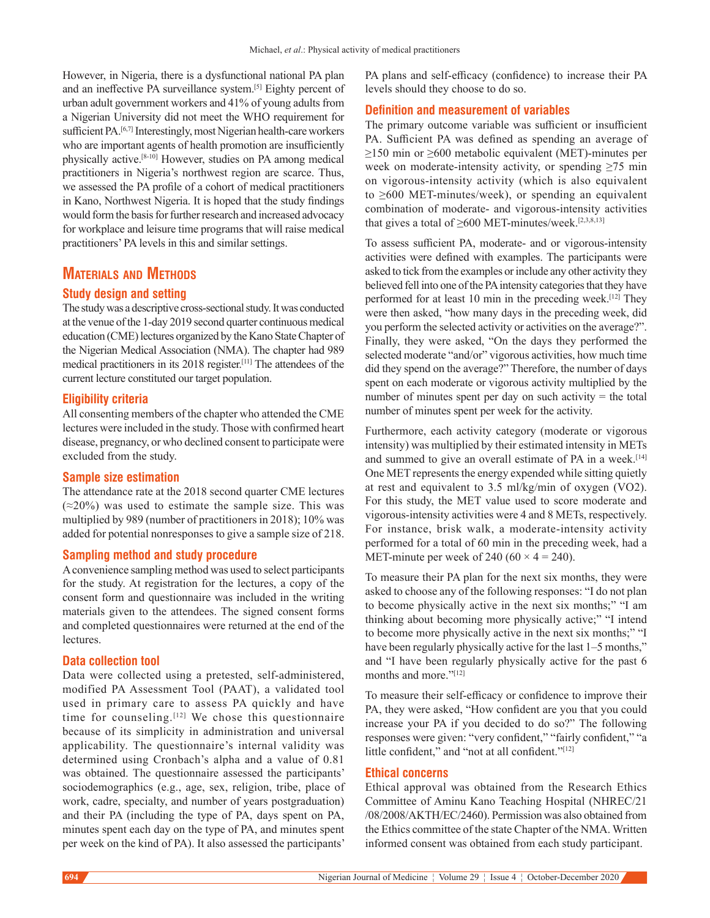However, in Nigeria, there is a dysfunctional national PA plan and an ineffective PA surveillance system.[5] Eighty percent of urban adult government workers and 41% of young adults from a Nigerian University did not meet the WHO requirement for sufficient PA.[6,7] Interestingly, most Nigerian health-care workers who are important agents of health promotion are insufficiently physically active.[8-10] However, studies on PA among medical practitioners in Nigeria's northwest region are scarce. Thus, we assessed the PA profile of a cohort of medical practitioners in Kano, Northwest Nigeria. It is hoped that the study findings would form the basis for further research and increased advocacy for workplace and leisure time programs that will raise medical practitioners' PA levels in this and similar settings.

## Materials and Methods

### Study design and setting

The study was a descriptive cross-sectional study. It was conducted at the venue of the 1-day 2019 second quarter continuous medical education (CME) lectures organized by the Kano State Chapter of the Nigerian Medical Association (NMA). The chapter had 989 medical practitioners in its 2018 register.[11] The attendees of the current lecture constituted our target population.

### Eligibility criteria

All consenting members of the chapter who attended the CME lectures were included in the study. Those with confirmed heart disease, pregnancy, or who declined consent to participate were excluded from the study.

### Sample size estimation

The attendance rate at the 2018 second quarter CME lectures (≈20%) was used to estimate the sample size. This was multiplied by 989 (number of practitioners in 2018); 10% was added for potential nonresponses to give a sample size of 218.

### Sampling method and study procedure

A convenience sampling method was used to select participants for the study. At registration for the lectures, a copy of the consent form and questionnaire was included in the writing materials given to the attendees. The signed consent forms and completed questionnaires were returned at the end of the lectures.

### Data collection tool

Data were collected using a pretested, self-administered, modified PA Assessment Tool (PAAT), a validated tool used in primary care to assess PA quickly and have time for counseling.[12] We chose this questionnaire because of its simplicity in administration and universal applicability. The questionnaire's internal validity was determined using Cronbach's alpha and a value of 0.81 was obtained. The questionnaire assessed the participants' sociodemographics (e.g., age, sex, religion, tribe, place of work, cadre, specialty, and number of years postgraduation) and their PA (including the type of PA, days spent on PA, minutes spent each day on the type of PA, and minutes spent per week on the kind of PA). It also assessed the participants' PA plans and self-efficacy (confidence) to increase their PA levels should they choose to do so.

### Definition and measurement of variables

The primary outcome variable was sufficient or insufficient PA. Sufficient PA was defined as spending an average of ≥150 min or ≥600 metabolic equivalent (MET)-minutes per week on moderate-intensity activity, or spending ≥75 min on vigorous-intensity activity (which is also equivalent to ≥600 MET-minutes/week), or spending an equivalent combination of moderate- and vigorous-intensity activities that gives a total of ≥600 MET-minutes/week.[2,3,8,13]

To assess sufficient PA, moderate- and or vigorous-intensity activities were defined with examples. The participants were asked to tick from the examples or include any other activity they believed fell into one of the PA intensity categories that they have performed for at least 10 min in the preceding week.[12] They were then asked, "how many days in the preceding week, did you perform the selected activity or activities on the average?". Finally, they were asked, "On the days they performed the selected moderate "and/or" vigorous activities, how much time did they spend on the average?" Therefore, the number of days spent on each moderate or vigorous activity multiplied by the number of minutes spent per day on such activity = the total number of minutes spent per week for the activity.

Furthermore, each activity category (moderate or vigorous intensity) was multiplied by their estimated intensity in METs and summed to give an overall estimate of PA in a week.[14] One MET represents the energy expended while sitting quietly at rest and equivalent to 3.5 ml/kg/min of oxygen (VO2). For this study, the MET value used to score moderate and vigorous-intensity activities were 4 and 8 METs, respectively. For instance, brisk walk, a moderate-intensity activity performed for a total of 60 min in the preceding week, had a MET-minute per week of 240 ($60 \times 4 = 240$).

To measure their PA plan for the next six months, they were asked to choose any of the following responses: "I do not plan to become physically active in the next six months;" "I am thinking about becoming more physically active;" "I intend to become more physically active in the next six months;" "I have been regularly physically active for the last 1–5 months," and "I have been regularly physically active for the past 6 months and more."[12]

To measure their self-efficacy or confidence to improve their PA, they were asked, "How confident are you that you could increase your PA if you decided to do so?" The following responses were given: "very confident," "fairly confident," "a little confident," and "not at all confident."[12]

### Ethical concerns

Ethical approval was obtained from the Research Ethics Committee of Aminu Kano Teaching Hospital (NHREC/21/08/2008/AKTH/EC/2460). Permission was also obtained from the Ethics committee of the state Chapter of the NMA. Written informed consent was obtained from each study participant.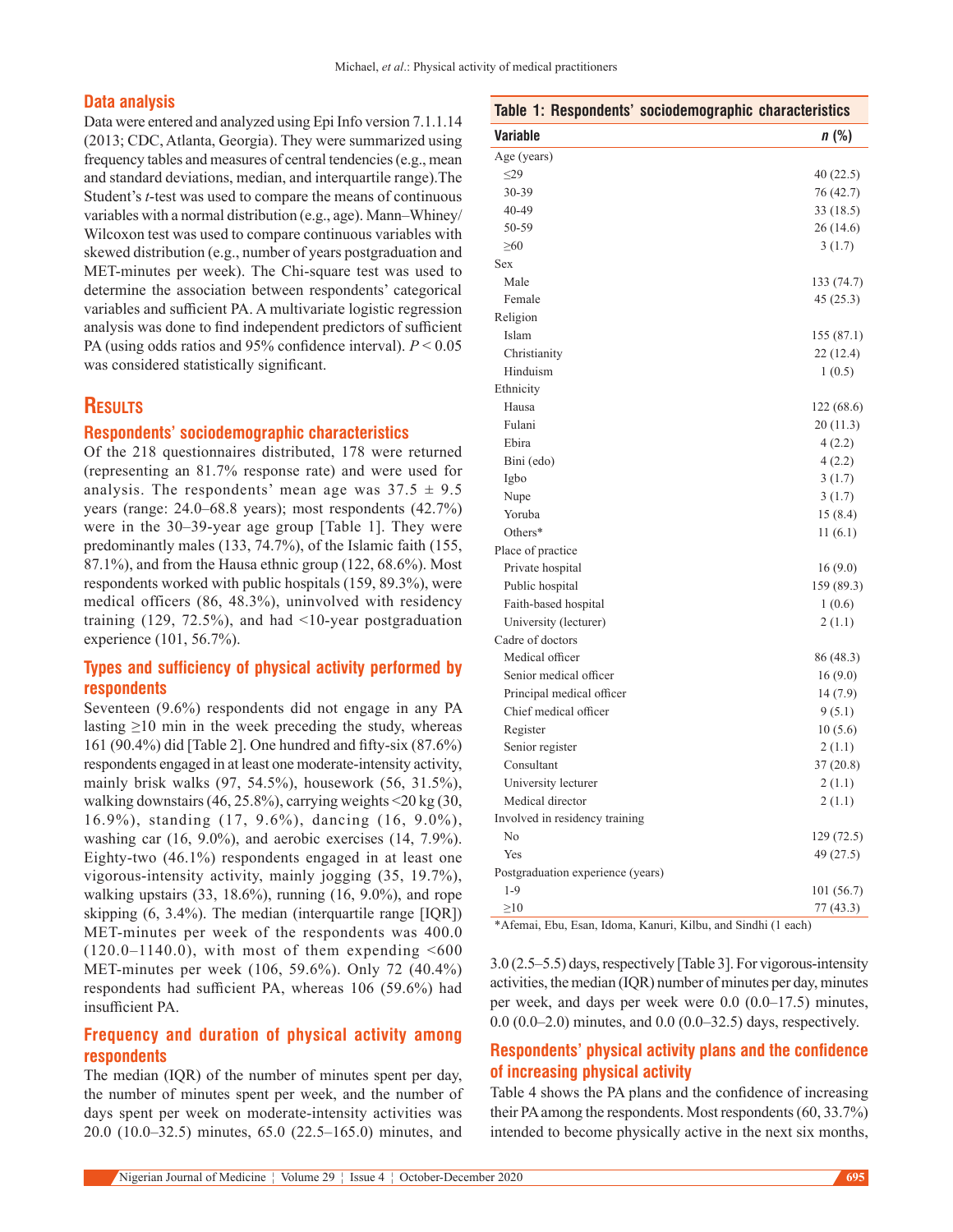### Data analysis

Data were entered and analyzed using Epi Info version 7.1.1.14 (2013; CDC, Atlanta, Georgia). They were summarized using frequency tables and measures of central tendencies (e.g., mean and standard deviations, median, and interquartile range).The Student's *t*-test was used to compare the means of continuous variables with a normal distribution (e.g., age). Mann–Whiney/Wilcoxon test was used to compare continuous variables with skewed distribution (e.g., number of years postgraduation and MET-minutes per week). The Chi-square test was used to determine the association between respondents' categorical variables and sufficient PA. A multivariate logistic regression analysis was done to find independent predictors of sufficient PA (using odds ratios and 95% confidence interval). $P < 0.05$ was considered statistically significant.

## Results

### Respondents' sociodemographic characteristics

Of the 218 questionnaires distributed, 178 were returned (representing an 81.7% response rate) and were used for analysis. The respondents' mean age was 37.5 ± 9.5 years (range: 24.0–68.8 years); most respondents (42.7%) were in the 30–39-year age group [Table 1]. They were predominantly males (133, 74.7%), of the Islamic faith (155, 87.1%), and from the Hausa ethnic group (122, 68.6%). Most respondents worked with public hospitals (159, 89.3%), were medical officers (86, 48.3%), uninvolved with residency training (129, 72.5%), and had <10-year postgraduation experience (101, 56.7%).

**Table 1: Respondents' sociodemographic characteristics**

| Variable | *n* (%) |
|---|---|
| Age (years) | |
| ≤29 | 40 (22.5) |
| 30-39 | 76 (42.7) |
| 40-49 | 33 (18.5) |
| 50-59 | 26 (14.6) |
| ≥60 | 3 (1.7) |
| Sex | |
| Male | 133 (74.7) |
| Female | 45 (25.3) |
| Religion | |
| Islam | 155 (87.1) |
| Christianity | 22 (12.4) |
| Hinduism | 1 (0.5) |
| Ethnicity | |
| Hausa | 122 (68.6) |
| Fulani | 20 (11.3) |
| Ebira | 4 (2.2) |
| Bini (edo) | 4 (2.2) |
| Igbo | 3 (1.7) |
| Nupe | 3 (1.7) |
| Yoruba | 15 (8.4) |
| Others* | 11 (6.1) |
| Place of practice | |
| Private hospital | 16 (9.0) |
| Public hospital | 159 (89.3) |
| Faith-based hospital | 1 (0.6) |
| University (lecturer) | 2 (1.1) |
| Cadre of doctors | |
| Medical officer | 86 (48.3) |
| Senior medical officer | 16 (9.0) |
| Principal medical officer | 14 (7.9) |
| Chief medical officer | 9 (5.1) |
| Register | 10 (5.6) |
| Senior register | 2 (1.1) |
| Consultant | 37 (20.8) |
| University lecturer | 2 (1.1) |
| Medical director | 2 (1.1) |
| Involved in residency training | |
| No | 129 (72.5) |
| Yes | 49 (27.5) |
| Postgraduation experience (years) | |
| 1-9 | 101 (56.7) |
| ≥10 | 77 (43.3) |

*Afemai, Ebu, Esan, Idoma, Kanuri, Kilbu, and Sindhi (1 each)

### Types and sufficiency of physical activity performed by respondents

Seventeen (9.6%) respondents did not engage in any PA lasting ≥10 min in the week preceding the study, whereas 161 (90.4%) did [Table 2]. One hundred and fifty-six (87.6%) respondents engaged in at least one moderate-intensity activity, mainly brisk walks (97, 54.5%), housework (56, 31.5%), walking downstairs (46, 25.8%), carrying weights <20 kg (30, 16.9%), standing (17, 9.6%), dancing (16, 9.0%), washing car (16, 9.0%), and aerobic exercises (14, 7.9%). Eighty-two (46.1%) respondents engaged in at least one vigorous-intensity activity, mainly jogging (35, 19.7%), walking upstairs (33, 18.6%), running (16, 9.0%), and rope skipping (6, 3.4%). The median (interquartile range [IQR]) MET-minutes per week of the respondents was 400.0 (120.0–1140.0), with most of them expending <600 MET-minutes per week (106, 59.6%). Only 72 (40.4%) respondents had sufficient PA, whereas 106 (59.6%) had insufficient PA.

### Frequency and duration of physical activity among respondents

The median (IQR) of the number of minutes spent per day, the number of minutes spent per week, and the number of days spent per week on moderate-intensity activities was 20.0 (10.0–32.5) minutes, 65.0 (22.5–165.0) minutes, and 3.0 (2.5–5.5) days, respectively [Table 3]. For vigorous-intensity activities, the median (IQR) number of minutes per day, minutes per week, and days per week were 0.0 (0.0–17.5) minutes, 0.0 (0.0–2.0) minutes, and 0.0 (0.0–32.5) days, respectively.

### Respondents' physical activity plans and the confidence of increasing physical activity

Table 4 shows the PA plans and the confidence of increasing their PA among the respondents. Most respondents (60, 33.7%) intended to become physically active in the next six months,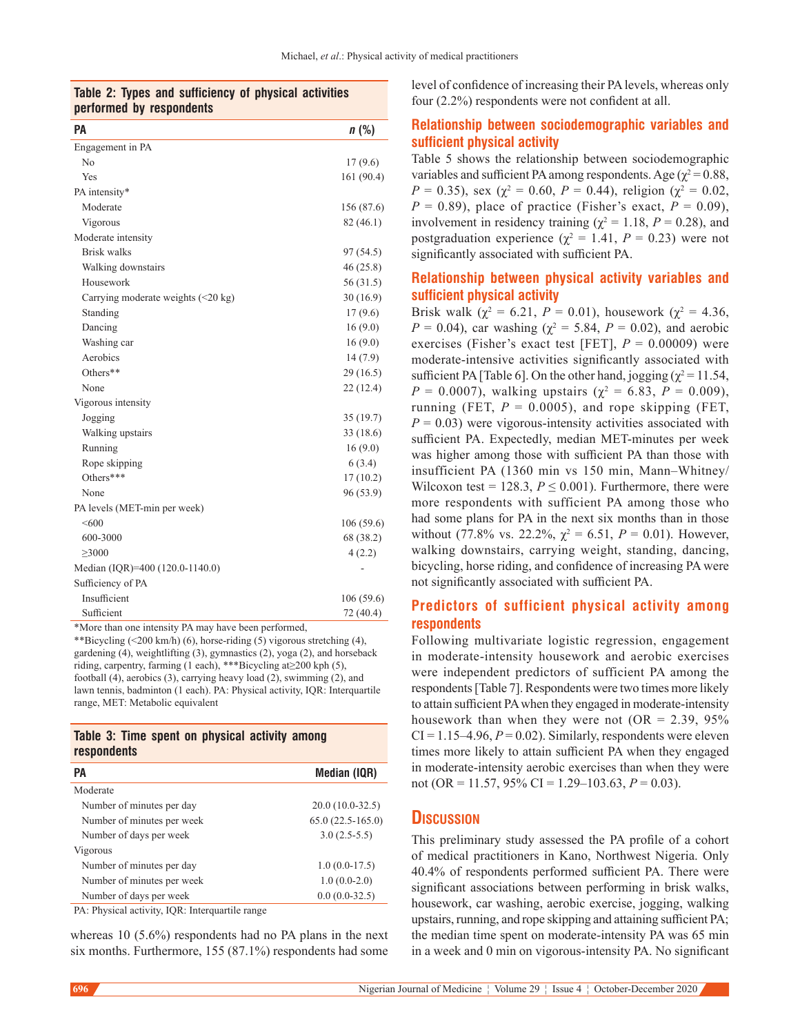**Table 2: Types and sufficiency of physical activities performed by respondents**

| PA | n (%) |
|---|---|
| Engagement in PA | |
| No | 17 (9.6) |
| Yes | 161 (90.4) |
| PA intensity* | |
| Moderate | 156 (87.6) |
| Vigorous | 82 (46.1) |
| Moderate intensity | |
| Brisk walks | 97 (54.5) |
| Walking downstairs | 46 (25.8) |
| Housework | 56 (31.5) |
| Carrying moderate weights (<20 kg) | 30 (16.9) |
| Standing | 17 (9.6) |
| Dancing | 16 (9.0) |
| Washing car | 16 (9.0) |
| Aerobics | 14 (7.9) |
| Others** | 29 (16.5) |
| None | 22 (12.4) |
| Vigorous intensity | |
| Jogging | 35 (19.7) |
| Walking upstairs | 33 (18.6) |
| Running | 16 (9.0) |
| Rope skipping | 6 (3.4) |
| Others*** | 17 (10.2) |
| None | 96 (53.9) |
| PA levels (MET-min per week) | |
| <600 | 106 (59.6) |
| 600-3000 | 68 (38.2) |
| ≥3000 | 4 (2.2) |
| Median (IQR)=400 (120.0-1140.0) | - |
| Sufficiency of PA | |
| Insufficient | 106 (59.6) |
| Sufficient | 72 (40.4) |

*More than one intensity PA may have been performed, **Bicycling (<200 km/h) (6), horse-riding (5) vigorous stretching (4), gardening (4), weightlifting (3), gymnastics (2), yoga (2), and horseback riding, carpentry, farming (1 each), ***Bicycling at≥200 kph (5), football (4), aerobics (3), carrying heavy load (2), swimming (2), and lawn tennis, badminton (1 each). PA: Physical activity, IQR: Interquartile range, MET: Metabolic equivalent

**Table 3: Time spent on physical activity among respondents**

| PA | Median (IQR) |
|---|---|
| Moderate | |
| Number of minutes per day | 20.0 (10.0-32.5) |
| Number of minutes per week | 65.0 (22.5-165.0) |
| Number of days per week | 3.0 (2.5-5.5) |
| Vigorous | |
| Number of minutes per day | 1.0 (0.0-17.5) |
| Number of minutes per week | 1.0 (0.0-2.0) |
| Number of days per week | 0.0 (0.0-32.5) |

PA: Physical activity, IQR: Interquartile range

whereas 10 (5.6%) respondents had no PA plans in the next six months. Furthermore, 155 (87.1%) respondents had some level of confidence of increasing their PA levels, whereas only four (2.2%) respondents were not confident at all.

### Relationship between sociodemographic variables and sufficient physical activity

Table 5 shows the relationship between sociodemographic variables and sufficient PA among respondents. Age ($\chi^2 = 0.88$, $P = 0.35$), sex ($\chi^2 = 0.60$, $P = 0.44$), religion ($\chi^2 = 0.02$, $P = 0.89$), place of practice (Fisher's exact, $P = 0.09$), involvement in residency training ($\chi^2 = 1.18$, $P = 0.28$), and postgraduation experience ($\chi^2 = 1.41$, $P = 0.23$) were not significantly associated with sufficient PA.

### Relationship between physical activity variables and sufficient physical activity

Brisk walk ($\chi^2 = 6.21$, $P = 0.01$), housework ($\chi^2 = 4.36$, $P = 0.04$), car washing ($\chi^2 = 5.84$, $P = 0.02$), and aerobic exercises (Fisher's exact test [FET], $P = 0.00009$) were moderate-intensive activities significantly associated with sufficient PA [Table 6]. On the other hand, jogging ($\chi^2 = 11.54$, $P = 0.0007$), walking upstairs ($\chi^2 = 6.83$, $P = 0.009$), running (FET, $P = 0.0005$), and rope skipping (FET, $P = 0.03$) were vigorous-intensity activities associated with sufficient PA. Expectedly, median MET-minutes per week was higher among those with sufficient PA than those with insufficient PA (1360 min vs 150 min, Mann–Whitney/Wilcoxon test = 128.3, $P \leq 0.001$). Furthermore, there were more respondents with sufficient PA among those who had some plans for PA in the next six months than in those without (77.8% vs. 22.2%, $\chi^2 = 6.51$, $P = 0.01$). However, walking downstairs, carrying weight, standing, dancing, bicycling, horse riding, and confidence of increasing PA were not significantly associated with sufficient PA.

### Predictors of sufficient physical activity among respondents

Following multivariate logistic regression, engagement in moderate-intensity housework and aerobic exercises were independent predictors of sufficient PA among the respondents [Table 7]. Respondents were two times more likely to attain sufficient PA when they engaged in moderate-intensity housework than when they were not (OR = 2.39, 95% CI = 1.15–4.96, $P = 0.02$). Similarly, respondents were eleven times more likely to attain sufficient PA when they engaged in moderate-intensity aerobic exercises than when they were not (OR = 11.57, 95% CI = 1.29–103.63, $P = 0.03$).

## Discussion

This preliminary study assessed the PA profile of a cohort of medical practitioners in Kano, Northwest Nigeria. Only 40.4% of respondents performed sufficient PA. There were significant associations between performing in brisk walks, housework, car washing, aerobic exercise, jogging, walking upstairs, running, and rope skipping and attaining sufficient PA; the median time spent on moderate-intensity PA was 65 min in a week and 0 min on vigorous-intensity PA. No significant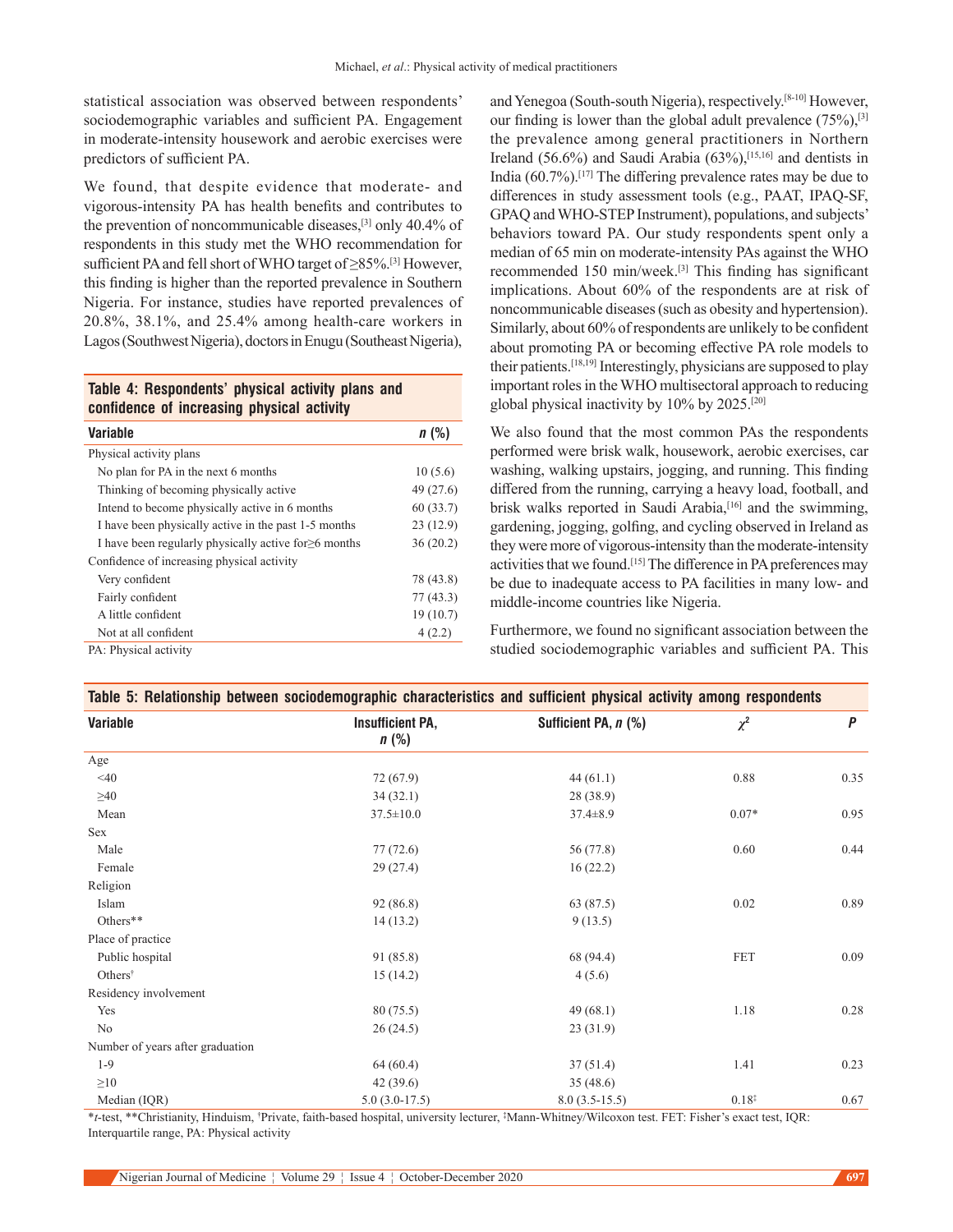statistical association was observed between respondents' sociodemographic variables and sufficient PA. Engagement in moderate-intensity housework and aerobic exercises were predictors of sufficient PA.

We found, that despite evidence that moderate- and vigorous-intensity PA has health benefits and contributes to the prevention of noncommunicable diseases,[3] only 40.4% of respondents in this study met the WHO recommendation for sufficient PA and fell short of WHO target of ≥85%.[3] However, this finding is higher than the reported prevalence in Southern Nigeria. For instance, studies have reported prevalences of 20.8%, 38.1%, and 25.4% among health-care workers in Lagos (Southwest Nigeria), doctors in Enugu (Southeast Nigeria), and Yenegoa (South-south Nigeria), respectively.[8-10] However, our finding is lower than the global adult prevalence (75%),[3] the prevalence among general practitioners in Northern Ireland (56.6%) and Saudi Arabia (63%),[15,16] and dentists in India (60.7%).[17] The differing prevalence rates may be due to differences in study assessment tools (e.g., PAAT, IPAQ-SF, GPAQ and WHO-STEP Instrument), populations, and subjects' behaviors toward PA. Our study respondents spent only a median of 65 min on moderate-intensity PAs against the WHO recommended 150 min/week.[3] This finding has significant implications. About 60% of the respondents are at risk of noncommunicable diseases (such as obesity and hypertension). Similarly, about 60% of respondents are unlikely to be confident about promoting PA or becoming effective PA role models to their patients.[18,19] Interestingly, physicians are supposed to play important roles in the WHO multisectoral approach to reducing global physical inactivity by 10% by 2025.[20]

**Table 4: Respondents' physical activity plans and confidence of increasing physical activity**

| Variable | n (%) |
|---|---|
| Physical activity plans | |
| No plan for PA in the next 6 months | 10 (5.6) |
| Thinking of becoming physically active | 49 (27.6) |
| Intend to become physically active in 6 months | 60 (33.7) |
| I have been physically active in the past 1-5 months | 23 (12.9) |
| I have been regularly physically active for≥6 months | 36 (20.2) |
| Confidence of increasing physical activity | |
| Very confident | 78 (43.8) |
| Fairly confident | 77 (43.3) |
| A little confident | 19 (10.7) |
| Not at all confident | 4 (2.2) |

PA: Physical activity

We also found that the most common PAs the respondents performed were brisk walk, housework, aerobic exercises, car washing, walking upstairs, jogging, and running. This finding differed from the running, carrying a heavy load, football, and brisk walks reported in Saudi Arabia,[16] and the swimming, gardening, jogging, golfing, and cycling observed in Ireland as they were more of vigorous-intensity than the moderate-intensity activities that we found.[15] The difference in PA preferences may be due to inadequate access to PA facilities in many low- and middle-income countries like Nigeria.

Furthermore, we found no significant association between the studied sociodemographic variables and sufficient PA. This

**Table 5: Relationship between sociodemographic characteristics and sufficient physical activity among respondents**

| Variable | Insufficient PA, n (%) | Sufficient PA, n (%) | $\chi^2$ | P |
|---|---|---|---|---|
| Age | | | | |
| <40 | 72 (67.9) | 44 (61.1) | 0.88 | 0.35 |
| ≥40 | 34 (32.1) | 28 (38.9) | | |
| Mean | 37.5±10.0 | 37.4±8.9 | 0.07* | 0.95 |
| Sex | | | | |
| Male | 77 (72.6) | 56 (77.8) | 0.60 | 0.44 |
| Female | 29 (27.4) | 16 (22.2) | | |
| Religion | | | | |
| Islam | 92 (86.8) | 63 (87.5) | 0.02 | 0.89 |
| Others** | 14 (13.2) | 9 (13.5) | | |
| Place of practice | | | | |
| Public hospital | 91 (85.8) | 68 (94.4) | FET | 0.09 |
| Others† | 15 (14.2) | 4 (5.6) | | |
| Residency involvement | | | | |
| Yes | 80 (75.5) | 49 (68.1) | 1.18 | 0.28 |
| No | 26 (24.5) | 23 (31.9) | | |
| Number of years after graduation | | | | |
| 1-9 | 64 (60.4) | 37 (51.4) | 1.41 | 0.23 |
| ≥10 | 42 (39.6) | 35 (48.6) | | |
| Median (IQR) | 5.0 (3.0-17.5) | 8.0 (3.5-15.5) | 0.18‡ | 0.67 |

*t-test, **Christianity, Hinduism, †Private, faith-based hospital, university lecturer, ‡Mann-Whitney/Wilcoxon test. FET: Fisher's exact test, IQR: Interquartile range, PA: Physical activity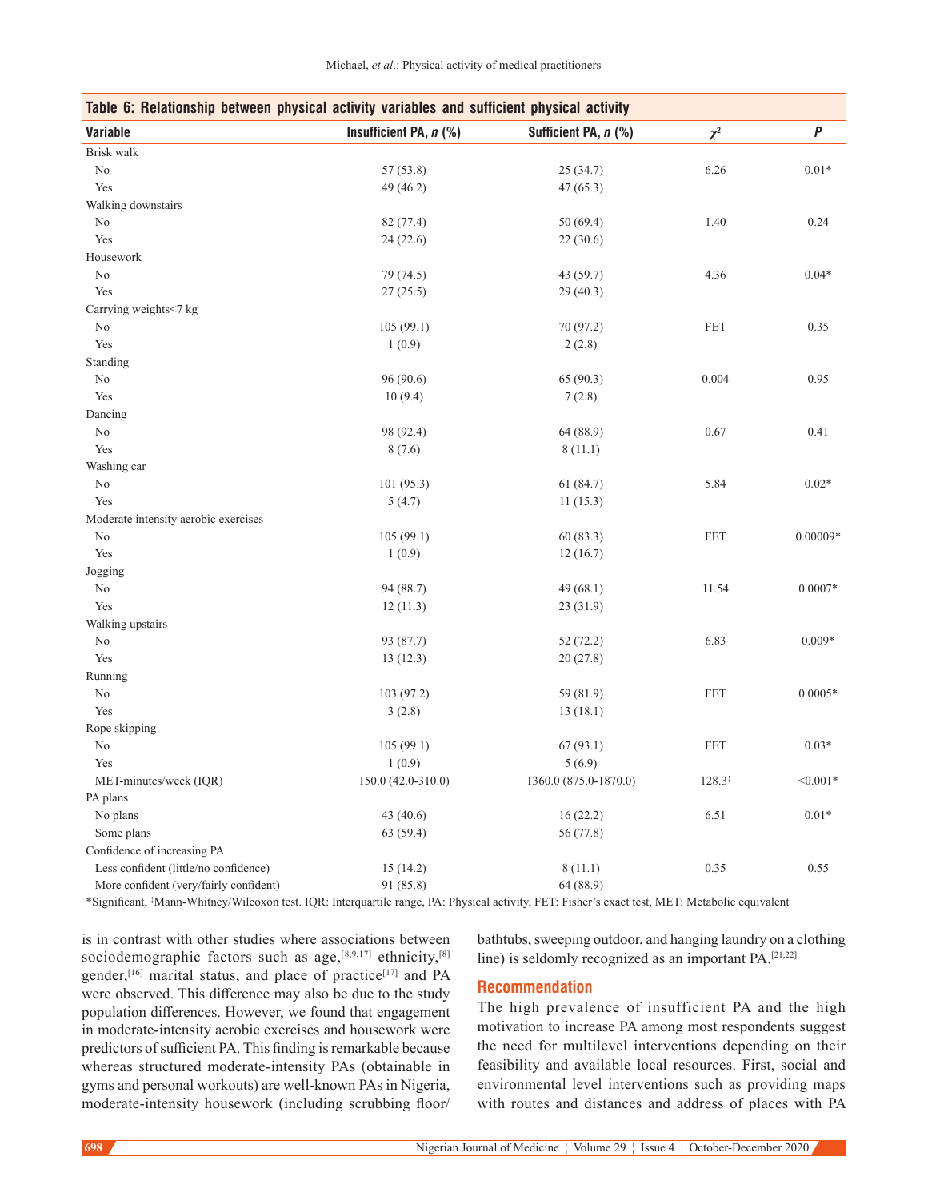**Table 6: Relationship between physical activity variables and sufficient physical activity**

| Variable | Insufficient PA, *n* (%) | Sufficient PA, *n* (%) | $\chi^2$ | *P* |
|---|---|---|---|---|
| Brisk walk | | | | |
| No | 57 (53.8) | 25 (34.7) | 6.26 | 0.01* |
| Yes | 49 (46.2) | 47 (65.3) | | |
| Walking downstairs | | | | |
| No | 82 (77.4) | 50 (69.4) | 1.40 | 0.24 |
| Yes | 24 (22.6) | 22 (30.6) | | |
| Housework | | | | |
| No | 79 (74.5) | 43 (59.7) | 4.36 | 0.04* |
| Yes | 27 (25.5) | 29 (40.3) | | |
| Carrying weights<7 kg | | | | |
| No | 105 (99.1) | 70 (97.2) | FET | 0.35 |
| Yes | 1 (0.9) | 2 (2.8) | | |
| Standing | | | | |
| No | 96 (90.6) | 65 (90.3) | 0.004 | 0.95 |
| Yes | 10 (9.4) | 7 (2.8) | | |
| Dancing | | | | |
| No | 98 (92.4) | 64 (88.9) | 0.67 | 0.41 |
| Yes | 8 (7.6) | 8 (11.1) | | |
| Washing car | | | | |
| No | 101 (95.3) | 61 (84.7) | 5.84 | 0.02* |
| Yes | 5 (4.7) | 11 (15.3) | | |
| Moderate intensity aerobic exercises | | | | |
| No | 105 (99.1) | 60 (83.3) | FET | 0.00009* |
| Yes | 1 (0.9) | 12 (16.7) | | |
| Jogging | | | | |
| No | 94 (88.7) | 49 (68.1) | 11.54 | 0.0007* |
| Yes | 12 (11.3) | 23 (31.9) | | |
| Walking upstairs | | | | |
| No | 93 (87.7) | 52 (72.2) | 6.83 | 0.009* |
| Yes | 13 (12.3) | 20 (27.8) | | |
| Running | | | | |
| No | 103 (97.2) | 59 (81.9) | FET | 0.0005* |
| Yes | 3 (2.8) | 13 (18.1) | | |
| Rope skipping | | | | |
| No | 105 (99.1) | 67 (93.1) | FET | 0.03* |
| Yes | 1 (0.9) | 5 (6.9) | | |
| MET-minutes/week (IQR) | 150.0 (42.0-310.0) | 1360.0 (875.0-1870.0) | 128.3‡ | <0.001* |
| PA plans | | | | |
| No plans | 43 (40.6) | 16 (22.2) | 6.51 | 0.01* |
| Some plans | 63 (59.4) | 56 (77.8) | | |
| Confidence of increasing PA | | | | |
| Less confident (little/no confidence) | 15 (14.2) | 8 (11.1) | 0.35 | 0.55 |
| More confident (very/fairly confident) | 91 (85.8) | 64 (88.9) | | |

*Significant, ‡Mann-Whitney/Wilcoxon test. IQR: Interquartile range, PA: Physical activity, FET: Fisher's exact test, MET: Metabolic equivalent

is in contrast with other studies where associations between sociodemographic factors such as age,[8,9,17] ethnicity,[8] gender,[16] marital status, and place of practice[17] and PA were observed. This difference may also be due to the study population differences. However, we found that engagement in moderate-intensity aerobic exercises and housework were predictors of sufficient PA. This finding is remarkable because whereas structured moderate-intensity PAs (obtainable in gyms and personal workouts) are well-known PAs in Nigeria, moderate-intensity housework (including scrubbing floor/bathtubs, sweeping outdoor, and hanging laundry on a clothing line) is seldomly recognized as an important PA.[21,22]

## Recommendation

The high prevalence of insufficient PA and the high motivation to increase PA among most respondents suggest the need for multilevel interventions depending on their feasibility and available local resources. First, social and environmental level interventions such as providing maps with routes and distances and address of places with PA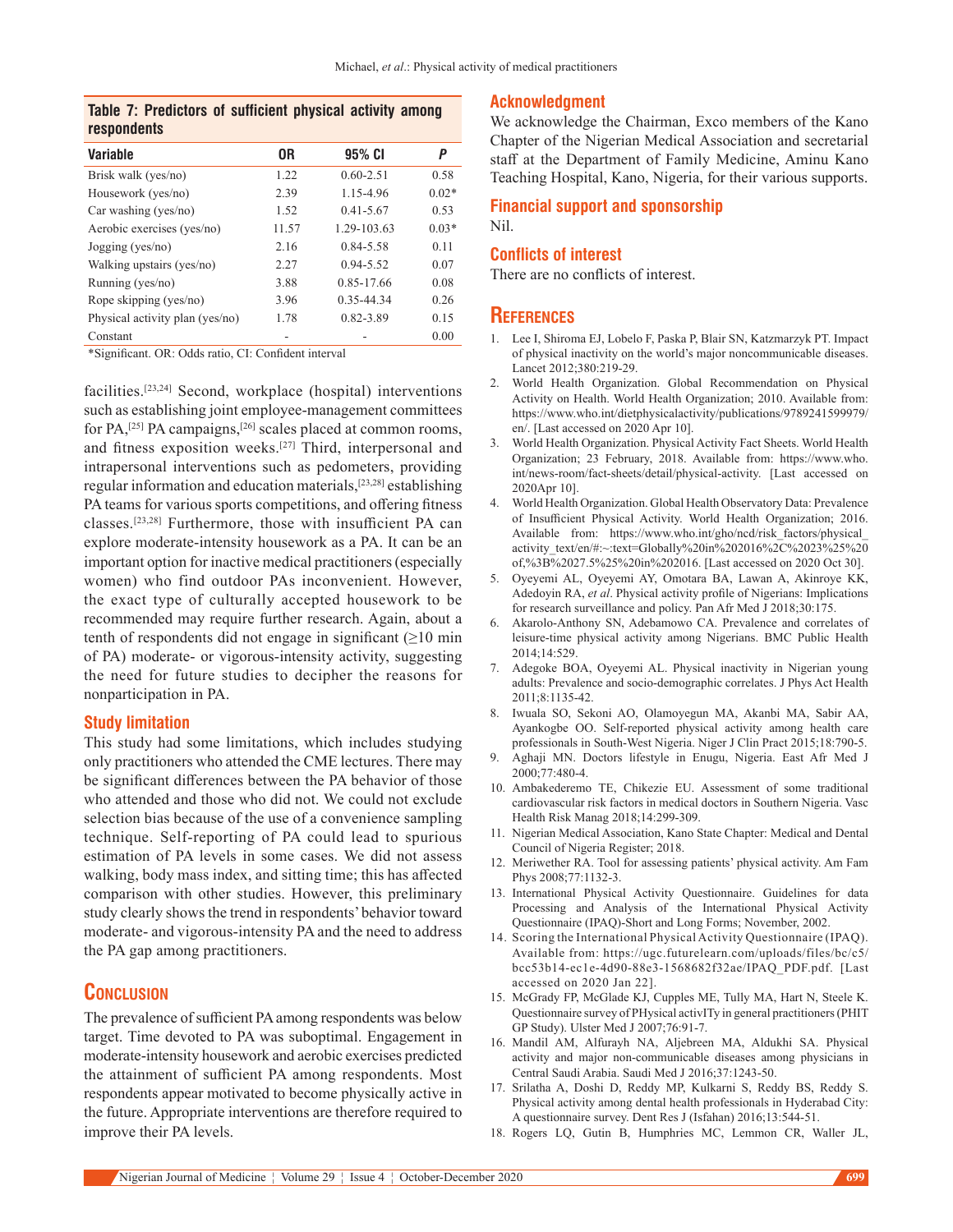**Table 7: Predictors of sufficient physical activity among respondents**

| Variable | OR | 95% CI | P |
|---|---|---|---|
| Brisk walk (yes/no) | 1.22 | 0.60-2.51 | 0.58 |
| Housework (yes/no) | 2.39 | 1.15-4.96 | 0.02* |
| Car washing (yes/no) | 1.52 | 0.41-5.67 | 0.53 |
| Aerobic exercises (yes/no) | 11.57 | 1.29-103.63 | 0.03* |
| Jogging (yes/no) | 2.16 | 0.84-5.58 | 0.11 |
| Walking upstairs (yes/no) | 2.27 | 0.94-5.52 | 0.07 |
| Running (yes/no) | 3.88 | 0.85-17.66 | 0.08 |
| Rope skipping (yes/no) | 3.96 | 0.35-44.34 | 0.26 |
| Physical activity plan (yes/no) | 1.78 | 0.82-3.89 | 0.15 |
| Constant | - | - | 0.00 |

*Significant. OR: Odds ratio, CI: Confident interval

facilities.[23,24] Second, workplace (hospital) interventions such as establishing joint employee-management committees for PA,[25] PA campaigns,[26] scales placed at common rooms, and fitness exposition weeks.[27] Third, interpersonal and intrapersonal interventions such as pedometers, providing regular information and education materials,[23,28] establishing PA teams for various sports competitions, and offering fitness classes.[23,28] Furthermore, those with insufficient PA can explore moderate-intensity housework as a PA. It can be an important option for inactive medical practitioners (especially women) who find outdoor PAs inconvenient. However, the exact type of culturally accepted housework to be recommended may require further research. Again, about a tenth of respondents did not engage in significant (≥10 min of PA) moderate- or vigorous-intensity activity, suggesting the need for future studies to decipher the reasons for nonparticipation in PA.

### Study limitation

This study had some limitations, which includes studying only practitioners who attended the CME lectures. There may be significant differences between the PA behavior of those who attended and those who did not. We could not exclude selection bias because of the use of a convenience sampling technique. Self-reporting of PA could lead to spurious estimation of PA levels in some cases. We did not assess walking, body mass index, and sitting time; this has affected comparison with other studies. However, this preliminary study clearly shows the trend in respondents' behavior toward moderate- and vigorous-intensity PA and the need to address the PA gap among practitioners.

## Conclusion

The prevalence of sufficient PA among respondents was below target. Time devoted to PA was suboptimal. Engagement in moderate-intensity housework and aerobic exercises predicted the attainment of sufficient PA among respondents. Most respondents appear motivated to become physically active in the future. Appropriate interventions are therefore required to improve their PA levels.

### Acknowledgment

We acknowledge the Chairman, Exco members of the Kano Chapter of the Nigerian Medical Association and secretarial staff at the Department of Family Medicine, Aminu Kano Teaching Hospital, Kano, Nigeria, for their various supports.

### Financial support and sponsorship

Nil.

### Conflicts of interest

There are no conflicts of interest.

## References

1. Lee I, Shiroma EJ, Lobelo F, Paska P, Blair SN, Katzmarzyk PT. Impact of physical inactivity on the world's major noncommunicable diseases. Lancet 2012;380:219-29.
2. World Health Organization. Global Recommendation on Physical Activity on Health. World Health Organization; 2010. Available from: https://www.who.int/dietphysicalactivity/publications/9789241599979/en/. [Last accessed on 2020 Apr 10].
3. World Health Organization. Physical Activity Fact Sheets. World Health Organization; 23 February, 2018. Available from: https://www.who.int/news-room/fact-sheets/detail/physical-activity. [Last accessed on 2020Apr 10].
4. World Health Organization. Global Health Observatory Data: Prevalence of Insufficient Physical Activity. World Health Organization; 2016. Available from: https://www.who.int/gho/ncd/risk_factors/physical_activity_text/en/#:~:text=Globally%20in%202016%2C%2023%25%20of,%3B%2027.5%25%20in%202016. [Last accessed on 2020 Oct 30].
5. Oyeyemi AL, Oyeyemi AY, Omotara BA, Lawan A, Akinroye KK, Adedoyin RA, *et al*. Physical activity profile of Nigerians: Implications for research surveillance and policy. Pan Afr Med J 2018;30:175.
6. Akarolo-Anthony SN, Adebamowo CA. Prevalence and correlates of leisure-time physical activity among Nigerians. BMC Public Health 2014;14:529.
7. Adegoke BOA, Oyeyemi AL. Physical inactivity in Nigerian young adults: Prevalence and socio-demographic correlates. J Phys Act Health 2011;8:1135-42.
8. Iwuala SO, Sekoni AO, Olamoyegun MA, Akanbi MA, Sabir AA, Ayankogbe OO. Self-reported physical activity among health care professionals in South-West Nigeria. Niger J Clin Pract 2015;18:790-5.
9. Aghaji MN. Doctors lifestyle in Enugu, Nigeria. East Afr Med J 2000;77:480-4.
10. Ambakederemo TE, Chikezie EU. Assessment of some traditional cardiovascular risk factors in medical doctors in Southern Nigeria. Vasc Health Risk Manag 2018;14:299-309.
11. Nigerian Medical Association, Kano State Chapter: Medical and Dental Council of Nigeria Register; 2018.
12. Meriwether RA. Tool for assessing patients' physical activity. Am Fam Phys 2008;77:1132-3.
13. International Physical Activity Questionnaire. Guidelines for data Processing and Analysis of the International Physical Activity Questionnaire (IPAQ)-Short and Long Forms; November, 2002.
14. Scoring the International Physical Activity Questionnaire (IPAQ). Available from: https://ugc.futurelearn.com/uploads/files/bc/c5/bcc53b14-ec1e-4d90-88e3-1568682f32ae/IPAQ_PDF.pdf. [Last accessed on 2020 Jan 22].
15. McGrady FP, McGlade KJ, Cupples ME, Tully MA, Hart N, Steele K. Questionnaire survey of PHysical activITy in general practitioners (PHIT GP Study). Ulster Med J 2007;76:91-7.
16. Mandil AM, Alfurayh NA, Aljebreen MA, Aldukhi SA. Physical activity and major non-communicable diseases among physicians in Central Saudi Arabia. Saudi Med J 2016;37:1243-50.
17. Srilatha A, Doshi D, Reddy MP, Kulkarni S, Reddy BS, Reddy S. Physical activity among dental health professionals in Hyderabad City: A questionnaire survey. Dent Res J (Isfahan) 2016;13:544-51.
18. Rogers LQ, Gutin B, Humphries MC, Lemmon CR, Waller JL,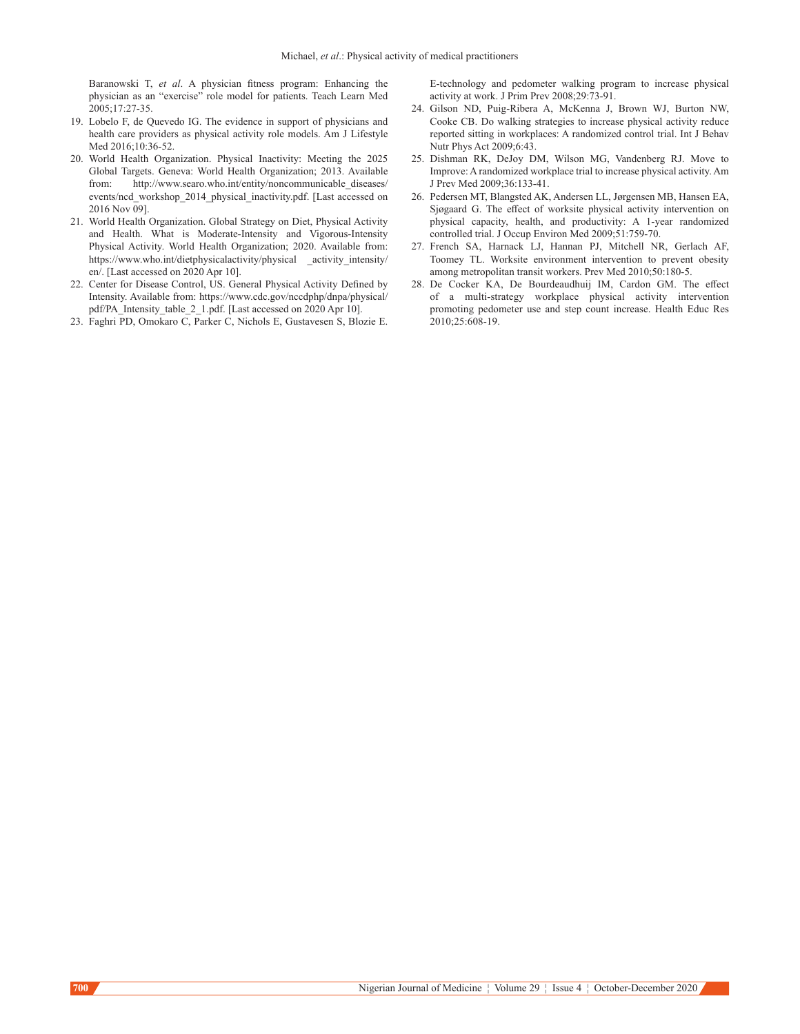Baranowski T, *et al*. A physician fitness program: Enhancing the physician as an "exercise" role model for patients. Teach Learn Med 2005;17:27-35.

19. Lobelo F, de Quevedo IG. The evidence in support of physicians and health care providers as physical activity role models. Am J Lifestyle Med 2016;10:36-52.
20. World Health Organization. Physical Inactivity: Meeting the 2025 Global Targets. Geneva: World Health Organization; 2013. Available from: http://www.searo.who.int/entity/noncommunicable_diseases/events/ncd_workshop_2014_physical_inactivity.pdf. [Last accessed on 2016 Nov 09].
21. World Health Organization. Global Strategy on Diet, Physical Activity and Health. What is Moderate-Intensity and Vigorous-Intensity Physical Activity. World Health Organization; 2020. Available from: https://www.who.int/dietphysicalactivity/physical _activity_intensity/en/. [Last accessed on 2020 Apr 10].
22. Center for Disease Control, US. General Physical Activity Defined by Intensity. Available from: https://www.cdc.gov/nccdphp/dnpa/physical/pdf/PA_Intensity_table_2_1.pdf. [Last accessed on 2020 Apr 10].
23. Faghri PD, Omokaro C, Parker C, Nichols E, Gustavesen S, Blozie E. E-technology and pedometer walking program to increase physical activity at work. J Prim Prev 2008;29:73-91.
24. Gilson ND, Puig-Ribera A, McKenna J, Brown WJ, Burton NW, Cooke CB. Do walking strategies to increase physical activity reduce reported sitting in workplaces: A randomized control trial. Int J Behav Nutr Phys Act 2009;6:43.
25. Dishman RK, DeJoy DM, Wilson MG, Vandenberg RJ. Move to Improve: A randomized workplace trial to increase physical activity. Am J Prev Med 2009;36:133-41.
26. Pedersen MT, Blangsted AK, Andersen LL, Jørgensen MB, Hansen EA, Sjøgaard G. The effect of worksite physical activity intervention on physical capacity, health, and productivity: A 1-year randomized controlled trial. J Occup Environ Med 2009;51:759-70.
27. French SA, Harnack LJ, Hannan PJ, Mitchell NR, Gerlach AF, Toomey TL. Worksite environment intervention to prevent obesity among metropolitan transit workers. Prev Med 2010;50:180-5.
28. De Cocker KA, De Bourdeaudhuij IM, Cardon GM. The effect of a multi-strategy workplace physical activity intervention promoting pedometer use and step count increase. Health Educ Res 2010;25:608-19.